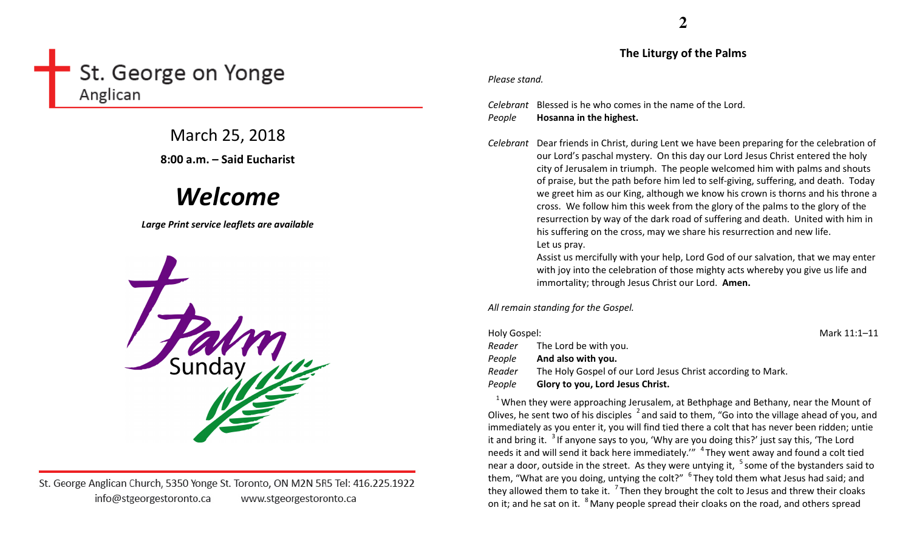# St. George on Yonge

Anglican

March 25, 2018

**8:00 a.m. – Said Eucharist**

## *Welcome*

***Large Print service leaflets are available***

Palm Sunday

St. George Anglican Church, 5350 Yonge St. Toronto, ON M2N 5R5 Tel: 416.225.1922

info@stgeorgestoronto.ca www.stgeorgestoronto.ca

### The Liturgy of the Palms

*Please stand.*

*Celebrant* Blessed is he who comes in the name of the Lord.
*People* **Hosanna in the highest.**

*Celebrant* Dear friends in Christ, during Lent we have been preparing for the celebration of our Lord's paschal mystery. On this day our Lord Jesus Christ entered the holy city of Jerusalem in triumph. The people welcomed him with palms and shouts of praise, but the path before him led to self-giving, suffering, and death. Today we greet him as our King, although we know his crown is thorns and his throne a cross. We follow him this week from the glory of the palms to the glory of the resurrection by way of the dark road of suffering and death. United with him in his suffering on the cross, may we share his resurrection and new life.
Let us pray.
Assist us mercifully with your help, Lord God of our salvation, that we may enter with joy into the celebration of those mighty acts whereby you give us life and immortality; through Jesus Christ our Lord. **Amen.**

*All remain standing for the Gospel.*

Holy Gospel: Mark 11:1–11

*Reader* The Lord be with you.
*People* **And also with you.**
*Reader* The Holy Gospel of our Lord Jesus Christ according to Mark.
*People* **Glory to you, Lord Jesus Christ.**

[1] When they were approaching Jerusalem, at Bethphage and Bethany, near the Mount of Olives, he sent two of his disciples [2] and said to them, "Go into the village ahead of you, and immediately as you enter it, you will find tied there a colt that has never been ridden; untie it and bring it. [3] If anyone says to you, 'Why are you doing this?' just say this, 'The Lord needs it and will send it back here immediately.'" [4] They went away and found a colt tied near a door, outside in the street. As they were untying it, [5] some of the bystanders said to them, "What are you doing, untying the colt?" [6] They told them what Jesus had said; and they allowed them to take it. [7] Then they brought the colt to Jesus and threw their cloaks on it; and he sat on it. [8] Many people spread their cloaks on the road, and others spread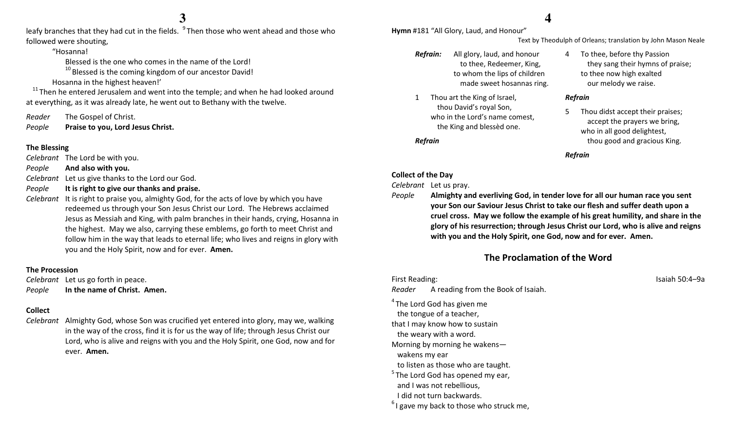leafy branches that they had cut in the fields. [9] Then those who went ahead and those who followed were shouting,

"Hosanna!

Blessed is the one who comes in the name of the Lord!

[10] Blessed is the coming kingdom of our ancestor David!

Hosanna in the highest heaven!'

[11] Then he entered Jerusalem and went into the temple; and when he had looked around at everything, as it was already late, he went out to Bethany with the twelve.

*Reader* The Gospel of Christ.
*People* **Praise to you, Lord Jesus Christ.**

### The Blessing

*Celebrant* The Lord be with you.
*People* **And also with you.**
*Celebrant* Let us give thanks to the Lord our God.
*People* **It is right to give our thanks and praise.**
*Celebrant* It is right to praise you, almighty God, for the acts of love by which you have redeemed us through your Son Jesus Christ our Lord. The Hebrews acclaimed Jesus as Messiah and King, with palm branches in their hands, crying, Hosanna in the highest. May we also, carrying these emblems, go forth to meet Christ and follow him in the way that leads to eternal life; who lives and reigns in glory with you and the Holy Spirit, now and for ever. **Amen.**

### The Procession

*Celebrant* Let us go forth in peace.
*People* **In the name of Christ. Amen.**

### Collect

*Celebrant* Almighty God, whose Son was crucified yet entered into glory, may we, walking in the way of the cross, find it is for us the way of life; through Jesus Christ our Lord, who is alive and reigns with you and the Holy Spirit, one God, now and for ever. **Amen.**

**Hymn** #181 "All Glory, Laud, and Honour"

Text by Theodulph of Orleans; translation by John Mason Neale

***Refrain:*** All glory, laud, and honour
to thee, Redeemer, King,
to whom the lips of children
made sweet hosannas ring.

1 Thou art the King of Israel,
thou David's royal Son,
who in the Lord's name comest,
the King and blessèd one.

***Refrain***

4 To thee, before thy Passion
they sang their hymns of praise;
to thee now high exalted
our melody we raise.

***Refrain***

5 Thou didst accept their praises;
accept the prayers we bring,
who in all good delightest,
thou good and gracious King.

***Refrain***

### Collect of the Day

*Celebrant* Let us pray.
*People* **Almighty and everliving God, in tender love for all our human race you sent your Son our Saviour Jesus Christ to take our flesh and suffer death upon a cruel cross. May we follow the example of his great humility, and share in the glory of his resurrection; through Jesus Christ our Lord, who is alive and reigns with you and the Holy Spirit, one God, now and for ever. Amen.**

## The Proclamation of the Word

First Reading: Isaiah 50:4–9a

*Reader* A reading from the Book of Isaiah.

[4] The Lord God has given me
the tongue of a teacher,
that I may know how to sustain
the weary with a word.
Morning by morning he wakens—
wakens my ear
to listen as those who are taught.
[5] The Lord God has opened my ear,
and I was not rebellious,
I did not turn backwards.
[6] I gave my back to those who struck me,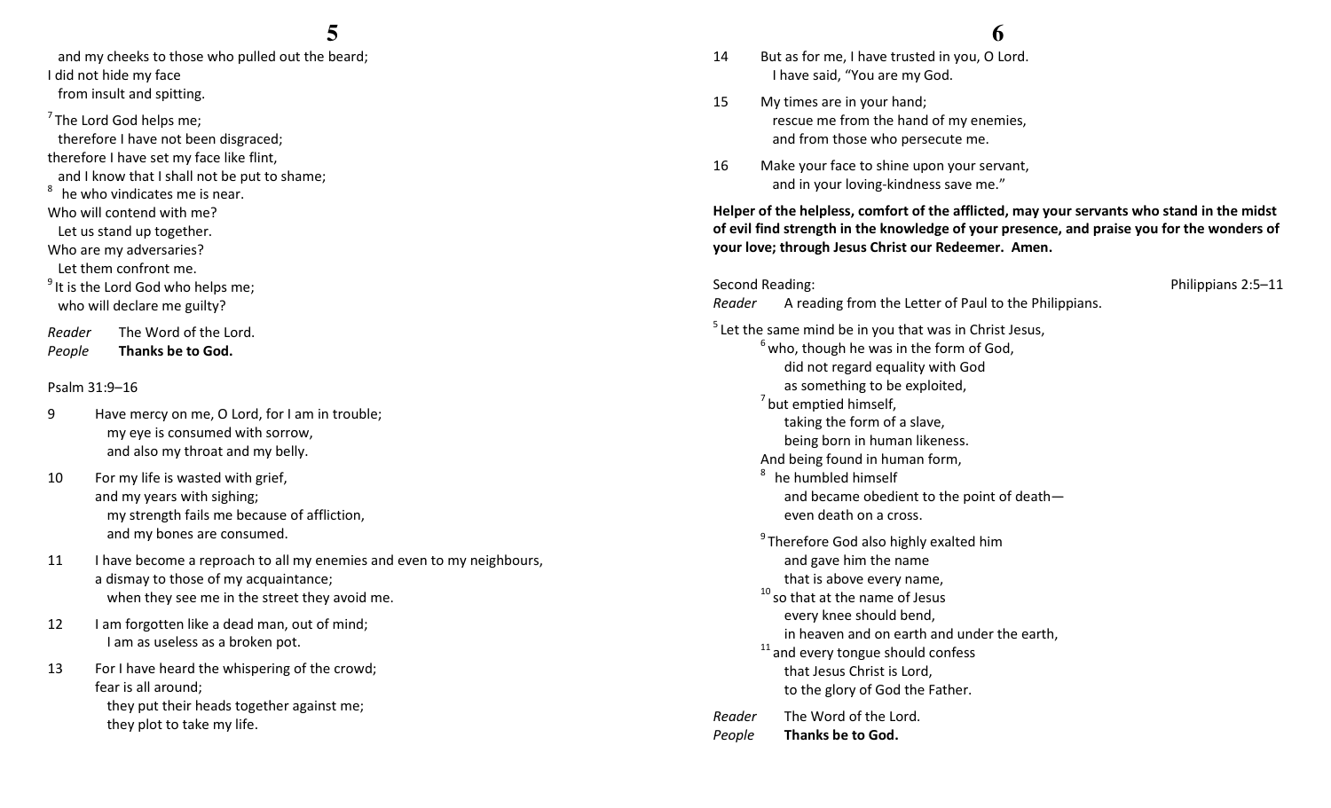and my cheeks to those who pulled out the beard;
I did not hide my face
from insult and spitting.

[7] The Lord God helps me;
therefore I have not been disgraced;
therefore I have set my face like flint,
and I know that I shall not be put to shame;
[8] he who vindicates me is near.
Who will contend with me?
Let us stand up together.
Who are my adversaries?
Let them confront me.
[9] It is the Lord God who helps me;
who will declare me guilty?

*Reader* The Word of the Lord.
*People* **Thanks be to God.**

Psalm 31:9–16

9 Have mercy on me, O Lord, for I am in trouble;
my eye is consumed with sorrow,
and also my throat and my belly.

10 For my life is wasted with grief,
and my years with sighing;
my strength fails me because of affliction,
and my bones are consumed.

11 I have become a reproach to all my enemies and even to my neighbours,
a dismay to those of my acquaintance;
when they see me in the street they avoid me.

12 I am forgotten like a dead man, out of mind;
I am as useless as a broken pot.

13 For I have heard the whispering of the crowd;
fear is all around;
they put their heads together against me;
they plot to take my life.

14 But as for me, I have trusted in you, O Lord.
I have said, "You are my God.

15 My times are in your hand;
rescue me from the hand of my enemies,
and from those who persecute me.

16 Make your face to shine upon your servant,
and in your loving-kindness save me."

**Helper of the helpless, comfort of the afflicted, may your servants who stand in the midst of evil find strength in the knowledge of your presence, and praise you for the wonders of your love; through Jesus Christ our Redeemer. Amen.**

Second Reading: Philippians 2:5–11
*Reader* A reading from the Letter of Paul to the Philippians.

[5] Let the same mind be in you that was in Christ Jesus,
[6] who, though he was in the form of God,
did not regard equality with God
as something to be exploited,
[7] but emptied himself,
taking the form of a slave,
being born in human likeness.
And being found in human form,
[8] he humbled himself
and became obedient to the point of death—
even death on a cross.

[9] Therefore God also highly exalted him
and gave him the name
that is above every name,
[10] so that at the name of Jesus
every knee should bend,
in heaven and on earth and under the earth,
[11] and every tongue should confess
that Jesus Christ is Lord,
to the glory of God the Father.

*Reader* The Word of the Lord.
*People* **Thanks be to God.**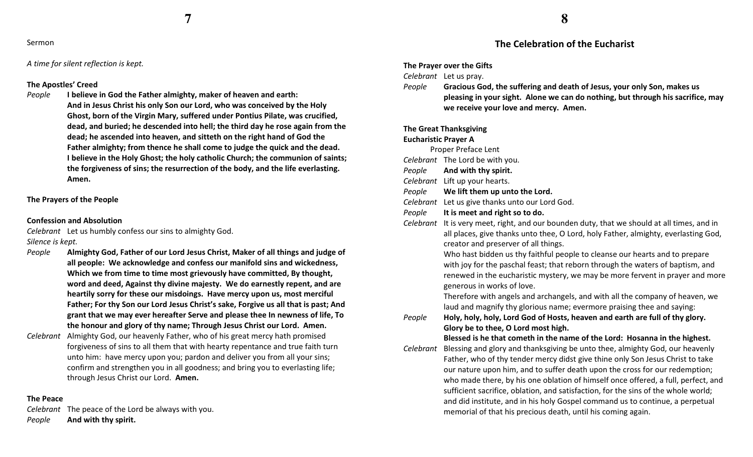Sermon

*A time for silent reflection is kept.*

**The Apostles' Creed**

*People* **I believe in God the Father almighty, maker of heaven and earth: And in Jesus Christ his only Son our Lord, who was conceived by the Holy Ghost, born of the Virgin Mary, suffered under Pontius Pilate, was crucified, dead, and buried; he descended into hell; the third day he rose again from the dead; he ascended into heaven, and sitteth on the right hand of God the Father almighty; from thence he shall come to judge the quick and the dead. I believe in the Holy Ghost; the holy catholic Church; the communion of saints; the forgiveness of sins; the resurrection of the body, and the life everlasting. Amen.**

**The Prayers of the People**

**Confession and Absolution**

*Celebrant* Let us humbly confess our sins to almighty God.

*Silence is kept.*

*People* **Almighty God, Father of our Lord Jesus Christ, Maker of all things and judge of all people: We acknowledge and confess our manifold sins and wickedness, Which we from time to time most grievously have committed, By thought, word and deed, Against thy divine majesty. We do earnestly repent, and are heartily sorry for these our misdoings. Have mercy upon us, most merciful Father; For thy Son our Lord Jesus Christ's sake, Forgive us all that is past; And grant that we may ever hereafter Serve and please thee In newness of life, To the honour and glory of thy name; Through Jesus Christ our Lord. Amen.**

*Celebrant* Almighty God, our heavenly Father, who of his great mercy hath promised forgiveness of sins to all them that with hearty repentance and true faith turn unto him: have mercy upon you; pardon and deliver you from all your sins; confirm and strengthen you in all goodness; and bring you to everlasting life; through Jesus Christ our Lord. **Amen.**

**The Peace**

*Celebrant* The peace of the Lord be always with you.

*People* **And with thy spirit.**

## The Celebration of the Eucharist

**The Prayer over the Gifts**

*Celebrant* Let us pray.

*People* **Gracious God, the suffering and death of Jesus, your only Son, makes us pleasing in your sight. Alone we can do nothing, but through his sacrifice, may we receive your love and mercy. Amen.**

**The Great Thanksgiving**

**Eucharistic Prayer A**

Proper Preface Lent

*Celebrant* The Lord be with you.

*People* **And with thy spirit.**

*Celebrant* Lift up your hearts.

*People* **We lift them up unto the Lord.**

*Celebrant* Let us give thanks unto our Lord God.

*People* **It is meet and right so to do.**

*Celebrant* It is very meet, right, and our bounden duty, that we should at all times, and in all places, give thanks unto thee, O Lord, holy Father, almighty, everlasting God, creator and preserver of all things.

Who hast bidden us thy faithful people to cleanse our hearts and to prepare with joy for the paschal feast; that reborn through the waters of baptism, and renewed in the eucharistic mystery, we may be more fervent in prayer and more generous in works of love.

Therefore with angels and archangels, and with all the company of heaven, we laud and magnify thy glorious name; evermore praising thee and saying:

*People* **Holy, holy, holy, Lord God of Hosts, heaven and earth are full of thy glory. Glory be to thee, O Lord most high.**

**Blessed is he that cometh in the name of the Lord: Hosanna in the highest.**

*Celebrant* Blessing and glory and thanksgiving be unto thee, almighty God, our heavenly Father, who of thy tender mercy didst give thine only Son Jesus Christ to take our nature upon him, and to suffer death upon the cross for our redemption; who made there, by his one oblation of himself once offered, a full, perfect, and sufficient sacrifice, oblation, and satisfaction, for the sins of the whole world; and did institute, and in his holy Gospel command us to continue, a perpetual memorial of that his precious death, until his coming again.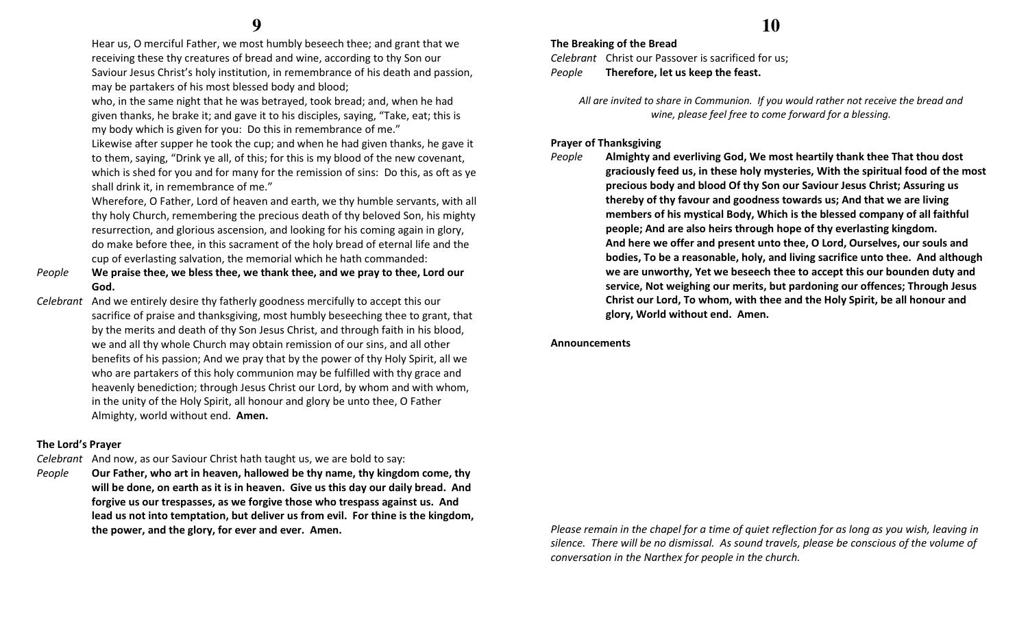Hear us, O merciful Father, we most humbly beseech thee; and grant that we receiving these thy creatures of bread and wine, according to thy Son our Saviour Jesus Christ's holy institution, in remembrance of his death and passion, may be partakers of his most blessed body and blood;

who, in the same night that he was betrayed, took bread; and, when he had given thanks, he brake it; and gave it to his disciples, saying, "Take, eat; this is my body which is given for you: Do this in remembrance of me."

Likewise after supper he took the cup; and when he had given thanks, he gave it to them, saying, "Drink ye all, of this; for this is my blood of the new covenant, which is shed for you and for many for the remission of sins: Do this, as oft as ye shall drink it, in remembrance of me."

Wherefore, O Father, Lord of heaven and earth, we thy humble servants, with all thy holy Church, remembering the precious death of thy beloved Son, his mighty resurrection, and glorious ascension, and looking for his coming again in glory, do make before thee, in this sacrament of the holy bread of eternal life and the cup of everlasting salvation, the memorial which he hath commanded:

*People* **We praise thee, we bless thee, we thank thee, and we pray to thee, Lord our God.**

*Celebrant* And we entirely desire thy fatherly goodness mercifully to accept this our sacrifice of praise and thanksgiving, most humbly beseeching thee to grant, that by the merits and death of thy Son Jesus Christ, and through faith in his blood, we and all thy whole Church may obtain remission of our sins, and all other benefits of his passion; And we pray that by the power of thy Holy Spirit, all we who are partakers of this holy communion may be fulfilled with thy grace and heavenly benediction; through Jesus Christ our Lord, by whom and with whom, in the unity of the Holy Spirit, all honour and glory be unto thee, O Father Almighty, world without end. **Amen.**

**The Lord's Prayer**

*Celebrant* And now, as our Saviour Christ hath taught us, we are bold to say:

*People* **Our Father, who art in heaven, hallowed be thy name, thy kingdom come, thy will be done, on earth as it is in heaven. Give us this day our daily bread. And forgive us our trespasses, as we forgive those who trespass against us. And lead us not into temptation, but deliver us from evil. For thine is the kingdom, the power, and the glory, for ever and ever. Amen.**

**The Breaking of the Bread**

*Celebrant* Christ our Passover is sacrificed for us;

*People* **Therefore, let us keep the feast.**

*All are invited to share in Communion. If you would rather not receive the bread and wine, please feel free to come forward for a blessing.*

**Prayer of Thanksgiving**

*People* **Almighty and everliving God, We most heartily thank thee That thou dost graciously feed us, in these holy mysteries, With the spiritual food of the most precious body and blood Of thy Son our Saviour Jesus Christ; Assuring us thereby of thy favour and goodness towards us; And that we are living members of his mystical Body, Which is the blessed company of all faithful people; And are also heirs through hope of thy everlasting kingdom. And here we offer and present unto thee, O Lord, Ourselves, our souls and bodies, To be a reasonable, holy, and living sacrifice unto thee. And although we are unworthy, Yet we beseech thee to accept this our bounden duty and service, Not weighing our merits, but pardoning our offences; Through Jesus Christ our Lord, To whom, with thee and the Holy Spirit, be all honour and glory, World without end. Amen.**

**Announcements**

*Please remain in the chapel for a time of quiet reflection for as long as you wish, leaving in silence. There will be no dismissal. As sound travels, please be conscious of the volume of conversation in the Narthex for people in the church.*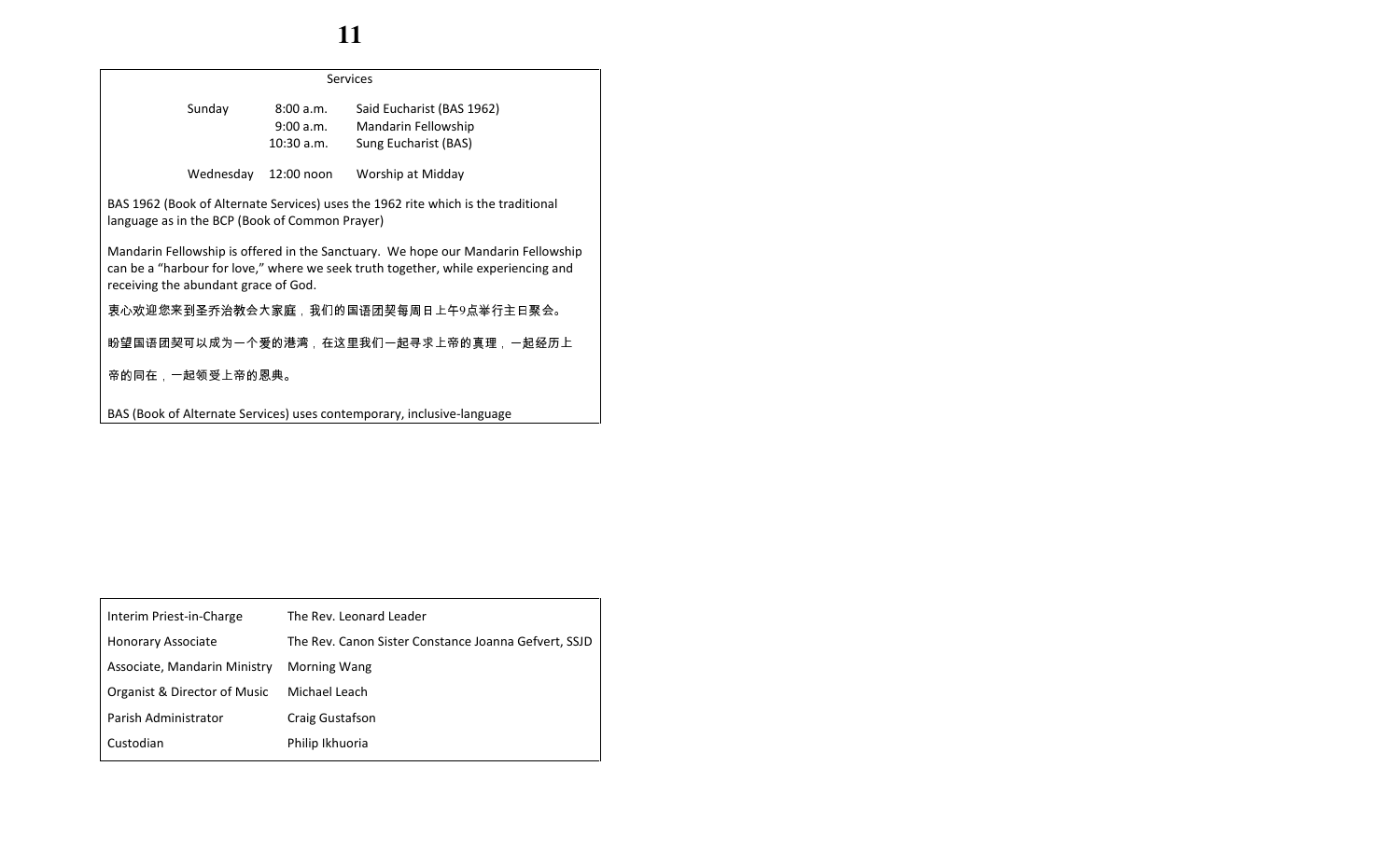## Services

| | | |
|---|---|---|
| Sunday | 8:00 a.m. | Said Eucharist (BAS 1962) |
| | 9:00 a.m. | Mandarin Fellowship |
| | 10:30 a.m. | Sung Eucharist (BAS) |
| Wednesday | 12:00 noon | Worship at Midday |

BAS 1962 (Book of Alternate Services) uses the 1962 rite which is the traditional language as in the BCP (Book of Common Prayer)

Mandarin Fellowship is offered in the Sanctuary. We hope our Mandarin Fellowship can be a "harbour for love," where we seek truth together, while experiencing and receiving the abundant grace of God.

衷心欢迎您来到圣乔治教会大家庭，我们的国语团契每周日上午9点举行主日聚会。

盼望国语团契可以成为一个爱的港湾，在这里我们一起寻求上帝的真理，一起经历上帝的同在，一起领受上帝的恩典。

BAS (Book of Alternate Services) uses contemporary, inclusive-language

| | |
|---|---|
| Interim Priest-in-Charge | The Rev. Leonard Leader |
| Honorary Associate | The Rev. Canon Sister Constance Joanna Gefvert, SSJD |
| Associate, Mandarin Ministry | Morning Wang |
| Organist & Director of Music | Michael Leach |
| Parish Administrator | Craig Gustafson |
| Custodian | Philip Ikhuoria |